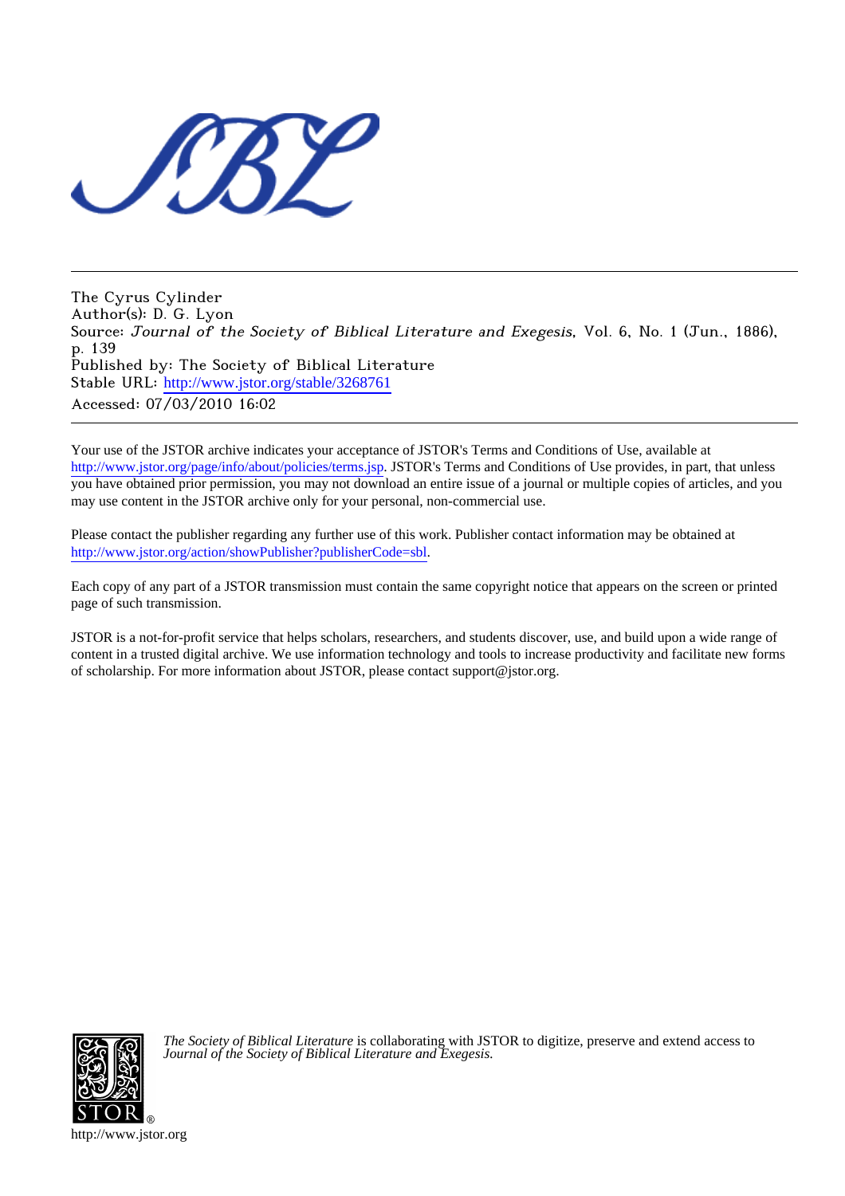The Cyrus Cylinder
Author(s): D. G. Lyon
Source: *Journal of the Society of Biblical Literature and Exegesis*, Vol. 6, No. 1 (Jun., 1886), p. 139
Published by: The Society of Biblical Literature
Stable URL: http://www.jstor.org/stable/3268761
Accessed: 07/03/2010 16:02

Your use of the JSTOR archive indicates your acceptance of JSTOR's Terms and Conditions of Use, available at http://www.jstor.org/page/info/about/policies/terms.jsp. JSTOR's Terms and Conditions of Use provides, in part, that unless you have obtained prior permission, you may not download an entire issue of a journal or multiple copies of articles, and you may use content in the JSTOR archive only for your personal, non-commercial use.

Please contact the publisher regarding any further use of this work. Publisher contact information may be obtained at http://www.jstor.org/action/showPublisher?publisherCode=sbl.

Each copy of any part of a JSTOR transmission must contain the same copyright notice that appears on the screen or printed page of such transmission.

JSTOR is a not-for-profit service that helps scholars, researchers, and students discover, use, and build upon a wide range of content in a trusted digital archive. We use information technology and tools to increase productivity and facilitate new forms of scholarship. For more information about JSTOR, please contact support@jstor.org.

*The Society of Biblical Literature* is collaborating with JSTOR to digitize, preserve and extend access to *Journal of the Society of Biblical Literature and Exegesis.*

http://www.jstor.org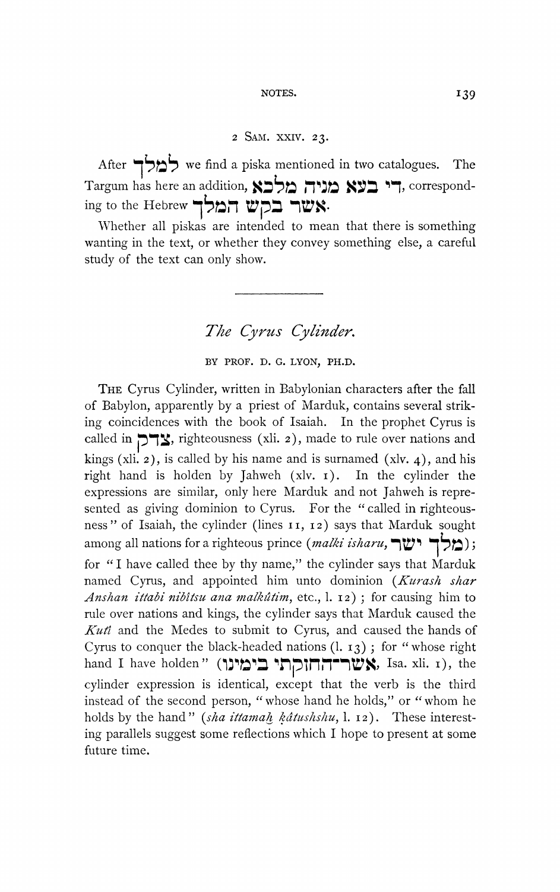2 Sam. xxiv. 23.

After למלך we find a piska mentioned in two catalogues. The Targum has here an addition, די בעא מניה מלכא, corresponding to the Hebrew אשר בקש המלך.

Whether all piskas are intended to mean that there is something wanting in the text, or whether they convey something else, a careful study of the text can only show.

---

## *The Cyrus Cylinder.*

BY PROF. D. G. LYON, PH.D.

The Cyrus Cylinder, written in Babylonian characters after the fall of Babylon, apparently by a priest of Marduk, contains several striking coincidences with the book of Isaiah. In the prophet Cyrus is called in צדק, righteousness (xli. 2), made to rule over nations and kings (xli. 2), is called by his name and is surnamed (xlv. 4), and his right hand is holden by Jahweh (xlv. 1). In the cylinder the expressions are similar, only here Marduk and not Jahweh is represented as giving dominion to Cyrus. For the "called in righteousness" of Isaiah, the cylinder (lines 11, 12) says that Marduk sought among all nations for a righteous prince (*malki isharu*, מלך ישר); for "I have called thee by thy name," the cylinder says that Marduk named Cyrus, and appointed him unto dominion (*Kurash shar Anshan ittabi nibîtsu ana malkûtim*, etc., l. 12); for causing him to rule over nations and kings, the cylinder says that Marduk caused the *Kutî* and the Medes to submit to Cyrus, and caused the hands of Cyrus to conquer the black-headed nations (l. 13); for "whose right hand I have holden" (אשר־החזקתי בימינו, Isa. xli. 1), the cylinder expression is identical, except that the verb is the third instead of the second person, "whose hand he holds," or "whom he holds by the hand" (*sha ittamaḫ ḳâtushshu*, l. 12). These interesting parallels suggest some reflections which I hope to present at some future time.